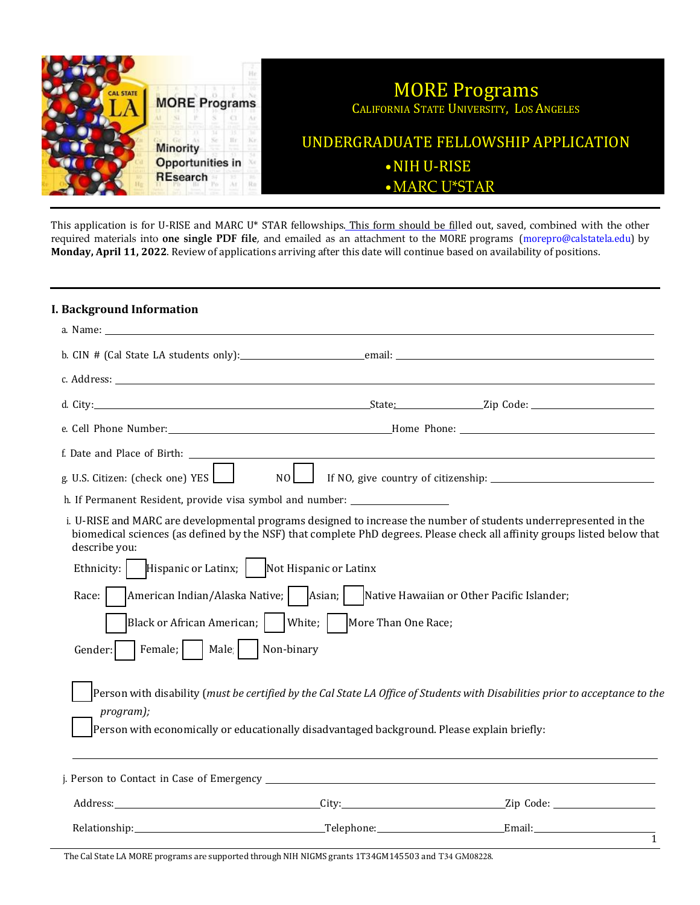# MORE Programs

CALIFORNIA STATE UNIVERSITY, LOS ANGELES

## UNDERGRADUATE FELLOWSHIP APPLICATION

- NIH U-RISE
- MARC U*STAR

This application is for U-RISE and MARC U* STAR fellowships. This form should be filled out, saved, combined with the other required materials into **one single PDF file**, and emailed as an attachment to the MORE programs (morepro@calstatela.edu) by **Monday, April 11, 2022**. Review of applications arriving after this date will continue based on availability of positions.

## I. Background Information

a. Name: ______________________________

b. CIN # (Cal State LA students only): ______________ email: ______________

c. Address: ______________________________

d. City: ______________ State: ______________ Zip Code: ______________

e. Cell Phone Number: ______________ Home Phone: ______________

f. Date and Place of Birth: ______________________________

g. U.S. Citizen: (check one) YES ☐ NO ☐ If NO, give country of citizenship: ______________

h. If Permanent Resident, provide visa symbol and number: ______________

i. U-RISE and MARC are developmental programs designed to increase the number of students underrepresented in the biomedical sciences (as defined by the NSF) that complete PhD degrees. Please check all affinity groups listed below that describe you:

Ethnicity: ☐ Hispanic or Latinx; ☐ Not Hispanic or Latinx

Race: ☐ American Indian/Alaska Native; ☐ Asian; ☐ Native Hawaiian or Other Pacific Islander;

☐ Black or African American; ☐ White; ☐ More Than One Race;

Gender: ☐ Female; ☐ Male; ☐ Non-binary

☐ Person with disability (*must be certified by the Cal State LA Office of Students with Disabilities prior to acceptance to the program);*

☐ Person with economically or educationally disadvantaged background. Please explain briefly:

______________________________

j. Person to Contact in Case of Emergency ______________________________

Address: ______________ City: ______________ Zip Code: ______________

Relationship: ______________ Telephone: ______________ Email: ______________

The Cal State LA MORE programs are supported through NIH NIGMS grants 1T34GM145503 and T34 GM08228.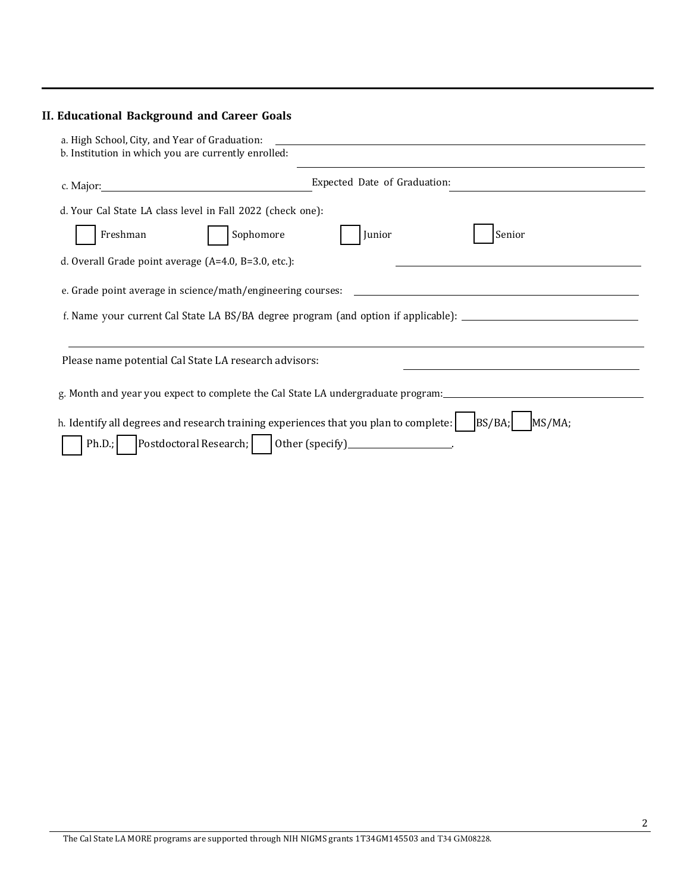## II. Educational Background and Career Goals

a. High School, City, and Year of Graduation: ______________________________

b. Institution in which you are currently enrolled: ______________________________

c. Major: ______________________ Expected Date of Graduation: ______________________

d. Your Cal State LA class level in Fall 2022 (check one):

☐ Freshman ☐ Sophomore ☐ Junior ☐ Senior

d. Overall Grade point average (A=4.0, B=3.0, etc.): ______________________

e. Grade point average in science/math/engineering courses: ______________________

f. Name your current Cal State LA BS/BA degree program (and option if applicable): ______________________

______________________________________________________________________

Please name potential Cal State LA research advisors: ______________________

g. Month and year you expect to complete the Cal State LA undergraduate program: ______________________

h. Identify all degrees and research training experiences that you plan to complete: ☐ BS/BA; ☐ MS/MA; ☐ Ph.D.; ☐ Postdoctoral Research; ☐ Other (specify)______________________.

The Cal State LA MORE programs are supported through NIH NIGMS grants 1T34GM145503 and T34 GM08228.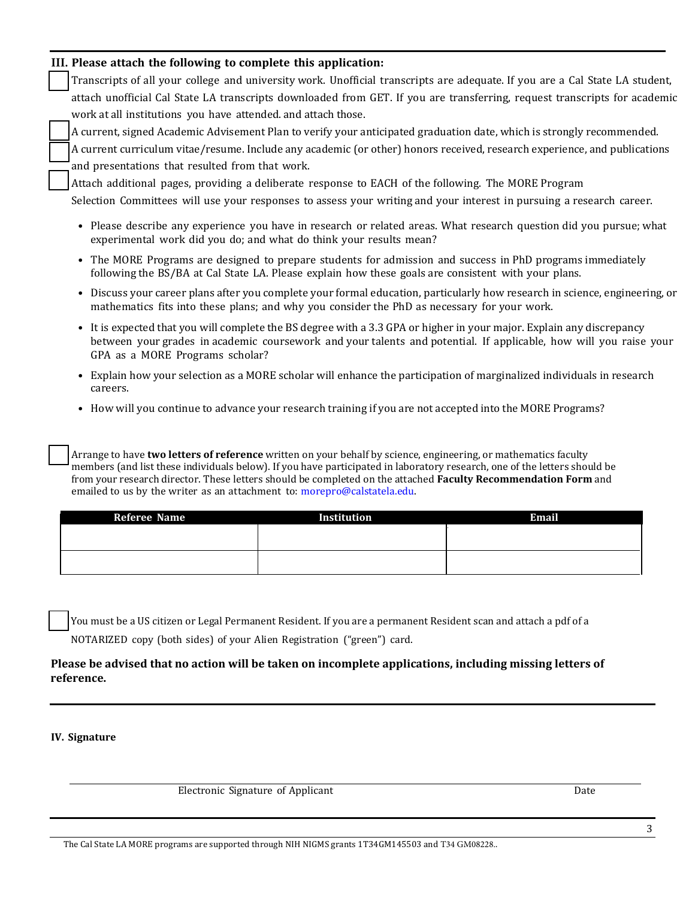### III. Please attach the following to complete this application:

- [ ] Transcripts of all your college and university work. Unofficial transcripts are adequate. If you are a Cal State LA student, attach unofficial Cal State LA transcripts downloaded from GET. If you are transferring, request transcripts for academic work at all institutions you have attended. and attach those.
- [ ] A current, signed Academic Advisement Plan to verify your anticipated graduation date, which is strongly recommended.
- [ ] A current curriculum vitae/resume. Include any academic (or other) honors received, research experience, and publications and presentations that resulted from that work.
- [ ] Attach additional pages, providing a deliberate response to EACH of the following. The MORE Program Selection Committees will use your responses to assess your writing and your interest in pursuing a research career.
  - Please describe any experience you have in research or related areas. What research question did you pursue; what experimental work did you do; and what do think your results mean?
  - The MORE Programs are designed to prepare students for admission and success in PhD programs immediately following the BS/BA at Cal State LA. Please explain how these goals are consistent with your plans.
  - Discuss your career plans after you complete your formal education, particularly how research in science, engineering, or mathematics fits into these plans; and why you consider the PhD as necessary for your work.
  - It is expected that you will complete the BS degree with a 3.3 GPA or higher in your major. Explain any discrepancy between your grades in academic coursework and your talents and potential. If applicable, how will you raise your GPA as a MORE Programs scholar?
  - Explain how your selection as a MORE scholar will enhance the participation of marginalized individuals in research careers.
  - How will you continue to advance your research training if you are not accepted into the MORE Programs?

- [ ] Arrange to have **two letters of reference** written on your behalf by science, engineering, or mathematics faculty members (and list these individuals below). If you have participated in laboratory research, one of the letters should be from your research director. These letters should be completed on the attached **Faculty Recommendation Form** and emailed to us by the writer as an attachment to: morepro@calstatela.edu.

| Referee Name | Institution | Email |
|---|---|---|
| | | |
| | | |

- [ ] You must be a US citizen or Legal Permanent Resident. If you are a permanent Resident scan and attach a pdf of a NOTARIZED copy (both sides) of your Alien Registration ("green") card.

**Please be advised that no action will be taken on incomplete applications, including missing letters of reference.**

### IV. Signature

Electronic Signature of Applicant ______________________ Date ____________

The Cal State LA MORE programs are supported through NIH NIGMS grants 1T34GM145503 and T34 GM08228..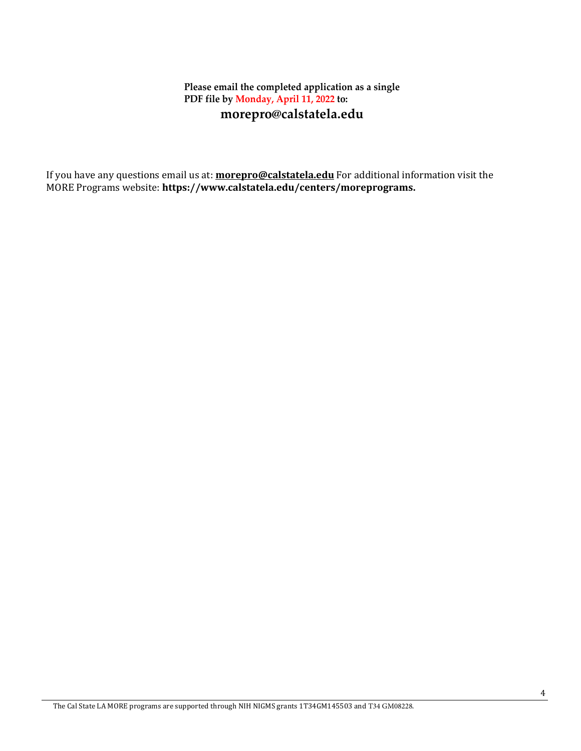**Please email the completed application as a single PDF file by Monday, April 11, 2022 to:**

**morepro@calstatela.edu**

If you have any questions email us at: **morepro@calstatela.edu** For additional information visit the MORE Programs website: **https://www.calstatela.edu/centers/moreprograms.**

The Cal State LA MORE programs are supported through NIH NIGMS grants 1T34GM145503 and T34 GM08228.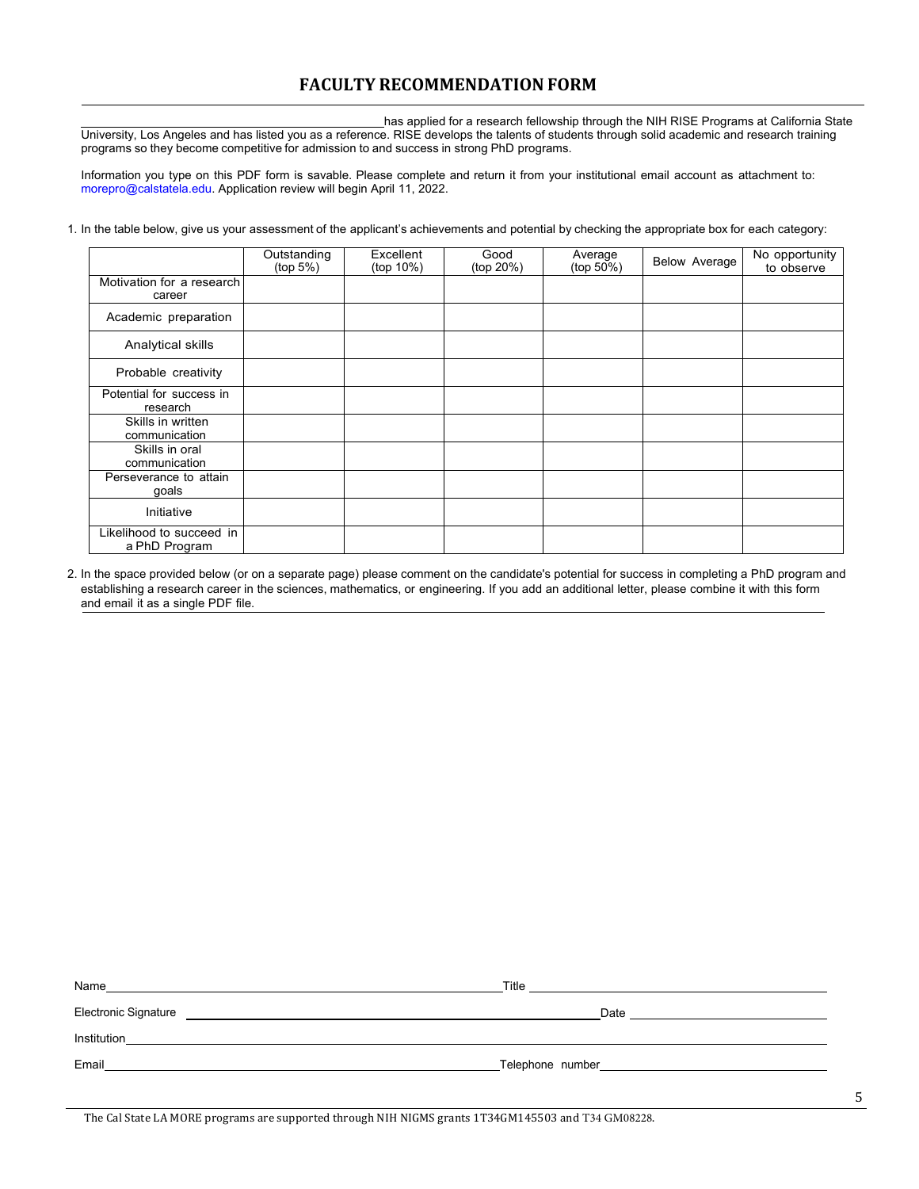# FACULTY RECOMMENDATION FORM

\_\_\_\_\_\_\_\_\_\_\_\_\_\_\_\_\_\_\_\_\_\_\_\_\_\_\_\_\_\_\_\_\_\_\_\_\_\_\_\_ has applied for a research fellowship through the NIH RISE Programs at California State University, Los Angeles and has listed you as a reference. RISE develops the talents of students through solid academic and research training programs so they become competitive for admission to and success in strong PhD programs.

Information you type on this PDF form is savable. Please complete and return it from your institutional email account as attachment to: morepro@calstatela.edu. Application review will begin April 11, 2022.

1. In the table below, give us your assessment of the applicant's achievements and potential by checking the appropriate box for each category:

| | Outstanding (top 5%) | Excellent (top 10%) | Good (top 20%) | Average (top 50%) | Below Average | No opportunity to observe |
|---|---|---|---|---|---|---|
| Motivation for a research career | | | | | | |
| Academic preparation | | | | | | |
| Analytical skills | | | | | | |
| Probable creativity | | | | | | |
| Potential for success in research | | | | | | |
| Skills in written communication | | | | | | |
| Skills in oral communication | | | | | | |
| Perseverance to attain goals | | | | | | |
| Initiative | | | | | | |
| Likelihood to succeed in a PhD Program | | | | | | |

2. In the space provided below (or on a separate page) please comment on the candidate's potential for success in completing a PhD program and establishing a research career in the sciences, mathematics, or engineering. If you add an additional letter, please combine it with this form and email it as a single PDF file.

Name\_\_\_\_\_\_\_\_\_\_\_\_\_\_\_\_\_\_\_\_\_\_\_\_\_\_\_\_\_\_ Title \_\_\_\_\_\_\_\_\_\_\_\_\_\_\_\_\_\_\_\_\_\_\_\_\_\_

Electronic Signature \_\_\_\_\_\_\_\_\_\_\_\_\_\_\_\_\_\_\_\_\_\_\_\_\_\_\_\_\_\_ Date \_\_\_\_\_\_\_\_\_\_\_\_\_\_\_\_\_\_

Institution\_\_\_\_\_\_\_\_\_\_\_\_\_\_\_\_\_\_\_\_\_\_\_\_\_\_\_\_\_\_\_\_\_\_\_\_\_\_\_\_\_\_\_\_\_\_\_\_\_\_

Email\_\_\_\_\_\_\_\_\_\_\_\_\_\_\_\_\_\_\_\_\_\_\_\_\_\_\_\_\_\_ Telephone number\_\_\_\_\_\_\_\_\_\_\_\_\_\_\_\_\_\_\_\_\_\_

The Cal State LA MORE programs are supported through NIH NIGMS grants 1T34GM145503 and T34 GM08228.